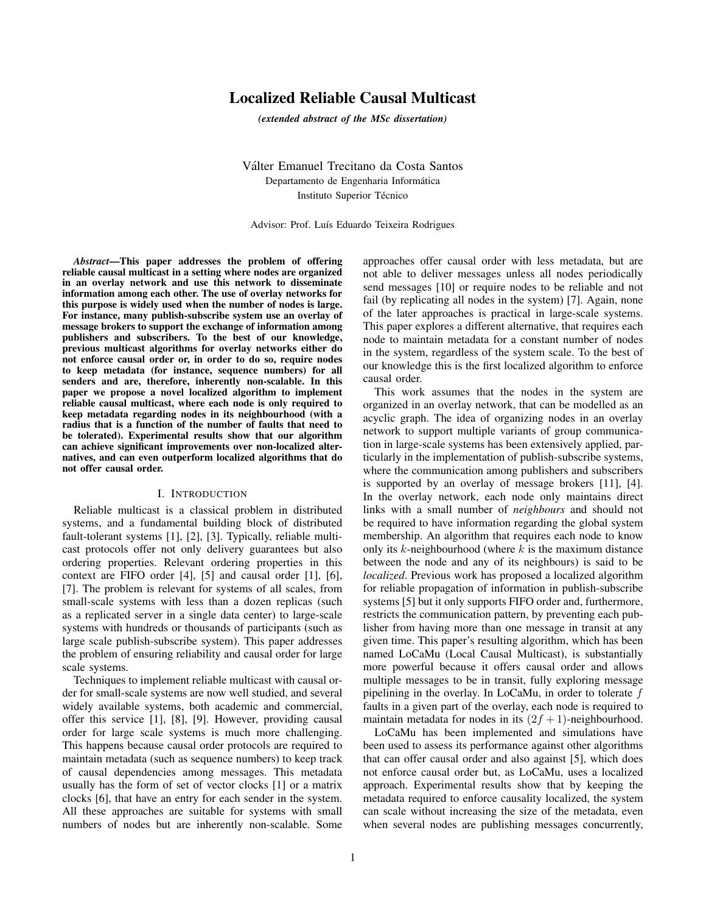# Localized Reliable Causal Multicast

*(extended abstract of the MSc dissertation)*

Válter Emanuel Trecitano da Costa Santos
Departamento de Engenharia Informática
Instituto Superior Técnico

Advisor: Prof. Luís Eduardo Teixeira Rodrigues

***Abstract*—This paper addresses the problem of offering reliable causal multicast in a setting where nodes are organized in an overlay network and use this network to disseminate information among each other. The use of overlay networks for this purpose is widely used when the number of nodes is large. For instance, many publish-subscribe system use an overlay of message brokers to support the exchange of information among publishers and subscribers. To the best of our knowledge, previous multicast algorithms for overlay networks either do not enforce causal order or, in order to do so, require nodes to keep metadata (for instance, sequence numbers) for all senders and are, therefore, inherently non-scalable. In this paper we propose a novel localized algorithm to implement reliable causal multicast, where each node is only required to keep metadata regarding nodes in its neighbourhood (with a radius that is a function of the number of faults that need to be tolerated). Experimental results show that our algorithm can achieve significant improvements over non-localized alternatives, and can even outperform localized algorithms that do not offer causal order.**

## I. Introduction

Reliable multicast is a classical problem in distributed systems, and a fundamental building block of distributed fault-tolerant systems [1], [2], [3]. Typically, reliable multicast protocols offer not only delivery guarantees but also ordering properties. Relevant ordering properties in this context are FIFO order [4], [5] and causal order [1], [6], [7]. The problem is relevant for systems of all scales, from small-scale systems with less than a dozen replicas (such as a replicated server in a single data center) to large-scale systems with hundreds or thousands of participants (such as large scale publish-subscribe system). This paper addresses the problem of ensuring reliability and causal order for large scale systems.

Techniques to implement reliable multicast with causal order for small-scale systems are now well studied, and several widely available systems, both academic and commercial, offer this service [1], [8], [9]. However, providing causal order for large scale systems is much more challenging. This happens because causal order protocols are required to maintain metadata (such as sequence numbers) to keep track of causal dependencies among messages. This metadata usually has the form of set of vector clocks [1] or a matrix clocks [6], that have an entry for each sender in the system. All these approaches are suitable for systems with small numbers of nodes but are inherently non-scalable. Some approaches offer causal order with less metadata, but are not able to deliver messages unless all nodes periodically send messages [10] or require nodes to be reliable and not fail (by replicating all nodes in the system) [7]. Again, none of the later approaches is practical in large-scale systems. This paper explores a different alternative, that requires each node to maintain metadata for a constant number of nodes in the system, regardless of the system scale. To the best of our knowledge this is the first localized algorithm to enforce causal order.

This work assumes that the nodes in the system are organized in an overlay network, that can be modelled as an acyclic graph. The idea of organizing nodes in an overlay network to support multiple variants of group communication in large-scale systems has been extensively applied, particularly in the implementation of publish-subscribe systems, where the communication among publishers and subscribers is supported by an overlay of message brokers [11], [4]. In the overlay network, each node only maintains direct links with a small number of *neighbours* and should not be required to have information regarding the global system membership. An algorithm that requires each node to know only its $k$-neighbourhood (where $k$ is the maximum distance between the node and any of its neighbours) is said to be *localized*. Previous work has proposed a localized algorithm for reliable propagation of information in publish-subscribe systems [5] but it only supports FIFO order and, furthermore, restricts the communication pattern, by preventing each publisher from having more than one message in transit at any given time. This paper's resulting algorithm, which has been named LoCaMu (Local Causal Multicast), is substantially more powerful because it offers causal order and allows multiple messages to be in transit, fully exploring message pipelining in the overlay. In LoCaMu, in order to tolerate $f$ faults in a given part of the overlay, each node is required to maintain metadata for nodes in its $(2f + 1)$-neighbourhood.

LoCaMu has been implemented and simulations have been used to assess its performance against other algorithms that can offer causal order and also against [5], which does not enforce causal order but, as LoCaMu, uses a localized approach. Experimental results show that by keeping the metadata required to enforce causality localized, the system can scale without increasing the size of the metadata, even when several nodes are publishing messages concurrently,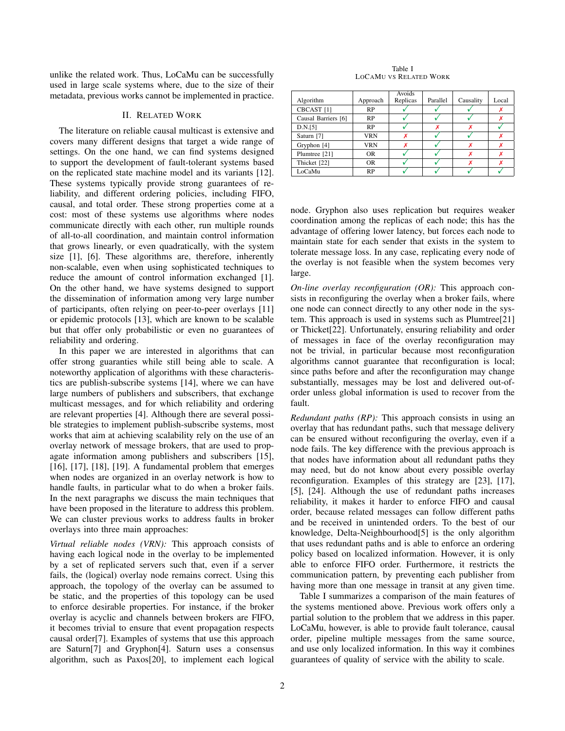unlike the related work. Thus, LoCaMu can be successfully used in large scale systems where, due to the size of their metadata, previous works cannot be implemented in practice.

## II. Related Work

The literature on reliable causal multicast is extensive and covers many different designs that target a wide range of settings. On the one hand, we can find systems designed to support the development of fault-tolerant systems based on the replicated state machine model and its variants [12]. These systems typically provide strong guarantees of reliability, and different ordering policies, including FIFO, causal, and total order. These strong properties come at a cost: most of these systems use algorithms where nodes communicate directly with each other, run multiple rounds of all-to-all coordination, and maintain control information that grows linearly, or even quadratically, with the system size [1], [6]. These algorithms are, therefore, inherently non-scalable, even when using sophisticated techniques to reduce the amount of control information exchanged [1]. On the other hand, we have systems designed to support the dissemination of information among very large number of participants, often relying on peer-to-peer overlays [11] or epidemic protocols [13], which are known to be scalable but that offer only probabilistic or even no guarantees of reliability and ordering.

In this paper we are interested in algorithms that can offer strong guaranties while still being able to scale. A noteworthy application of algorithms with these characteristics are publish-subscribe systems [14], where we can have large numbers of publishers and subscribers, that exchange multicast messages, and for which reliability and ordering are relevant properties [4]. Although there are several possible strategies to implement publish-subscribe systems, most works that aim at achieving scalability rely on the use of an overlay network of message brokers, that are used to propagate information among publishers and subscribers [15], [16], [17], [18], [19]. A fundamental problem that emerges when nodes are organized in an overlay network is how to handle faults, in particular what to do when a broker fails. In the next paragraphs we discuss the main techniques that have been proposed in the literature to address this problem. We can cluster previous works to address faults in broker overlays into three main approaches:

*Virtual reliable nodes (VRN):* This approach consists of having each logical node in the overlay to be implemented by a set of replicated servers such that, even if a server fails, the (logical) overlay node remains correct. Using this approach, the topology of the overlay can be assumed to be static, and the properties of this topology can be used to enforce desirable properties. For instance, if the broker overlay is acyclic and channels between brokers are FIFO, it becomes trivial to ensure that event propagation respects causal order[7]. Examples of systems that use this approach are Saturn[7] and Gryphon[4]. Saturn uses a consensus algorithm, such as Paxos[20], to implement each logical node. Gryphon also uses replication but requires weaker coordination among the replicas of each node; this has the advantage of offering lower latency, but forces each node to maintain state for each sender that exists in the system to tolerate message loss. In any case, replicating every node of the overlay is not feasible when the system becomes very large.

*On-line overlay reconfiguration (OR):* This approach consists in reconfiguring the overlay when a broker fails, where one node can connect directly to any other node in the system. This approach is used in systems such as Plumtree[21] or Thicket[22]. Unfortunately, ensuring reliability and order of messages in face of the overlay reconfiguration may not be trivial, in particular because most reconfiguration algorithms cannot guarantee that reconfiguration is local; since paths before and after the reconfiguration may change substantially, messages may be lost and delivered out-of-order unless global information is used to recover from the fault.

*Redundant paths (RP):* This approach consists in using an overlay that has redundant paths, such that message delivery can be ensured without reconfiguring the overlay, even if a node fails. The key difference with the previous approach is that nodes have information about all redundant paths they may need, but do not know about every possible overlay reconfiguration. Examples of this strategy are [23], [17], [5], [24]. Although the use of redundant paths increases reliability, it makes it harder to enforce FIFO and causal order, because related messages can follow different paths and to be received in unintended orders. To the best of our knowledge, Delta-Neighbourhood[5] is the only algorithm that uses redundant paths and is able to enforce an ordering policy based on localized information. However, it is only able to enforce FIFO order. Furthermore, it restricts the communication pattern, by preventing each publisher from having more than one message in transit at any given time.

Table I summarizes a comparison of the main features of the systems mentioned above. Previous work offers only a partial solution to the problem that we address in this paper. LoCaMu, however, is able to provide fault tolerance, causal order, pipeline multiple messages from the same source, and use only localized information. In this way it combines guarantees of quality of service with the ability to scale.

Table I
LoCaMu vs Related Work

| Algorithm | Approach | Avoids Replicas | Parallel | Causality | Local |
|---|---|---|---|---|---|
| CBCAST [1] | RP | ✓ | ✓ | ✓ | ✗ |
| Causal Barriers [6] | RP | ✓ | ✓ | ✓ | ✗ |
| D.N.[5] | RP | ✓ | ✗ | ✗ | ✓ |
| Saturn [7] | VRN | ✗ | ✓ | ✓ | ✗ |
| Gryphon [4] | VRN | ✗ | ✓ | ✗ | ✗ |
| Plumtree [21] | OR | ✓ | ✓ | ✗ | ✗ |
| Thicket [22] | OR | ✓ | ✓ | ✗ | ✗ |
| LoCaMu | RP | ✓ | ✓ | ✓ | ✓ |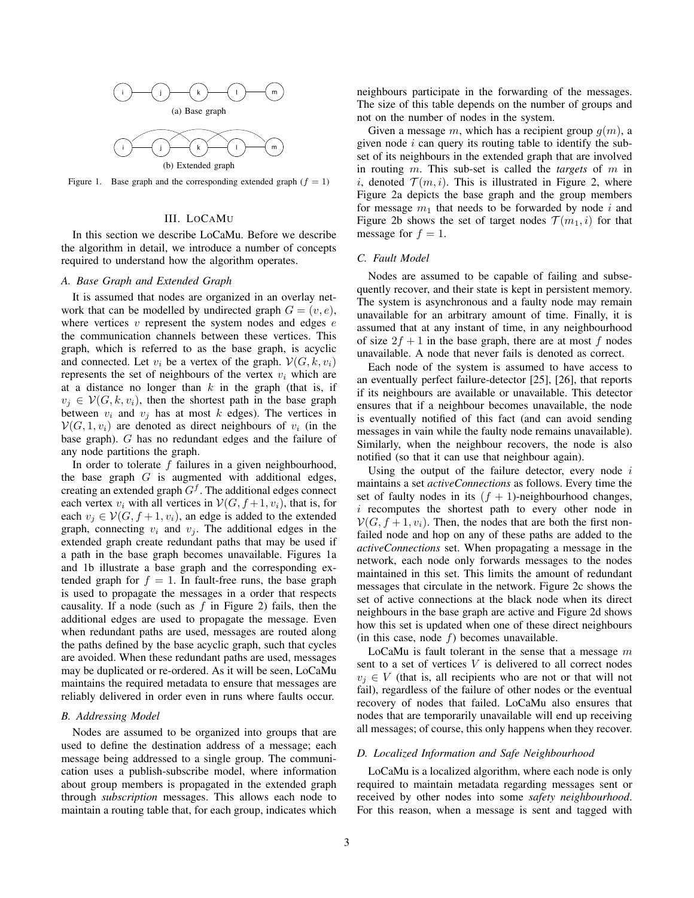(a) Base graph

(b) Extended graph

Figure 1. Base graph and the corresponding extended graph ($f = 1$)

## III. LoCaMu

In this section we describe LoCaMu. Before we describe the algorithm in detail, we introduce a number of concepts required to understand how the algorithm operates.

### A. Base Graph and Extended Graph

It is assumed that nodes are organized in an overlay network that can be modelled by undirected graph $G = (v, e)$, where vertices $v$ represent the system nodes and edges $e$ the communication channels between these vertices. This graph, which is referred to as the base graph, is acyclic and connected. Let $v_i$ be a vertex of the graph. $\mathcal{V}(G, k, v_i)$ represents the set of neighbours of the vertex $v_i$ which are at a distance no longer than $k$ in the graph (that is, if $v_j \in \mathcal{V}(G, k, v_i)$, then the shortest path in the base graph between $v_i$ and $v_j$ has at most $k$ edges). The vertices in $\mathcal{V}(G, 1, v_i)$ are denoted as direct neighbours of $v_i$ (in the base graph). $G$ has no redundant edges and the failure of any node partitions the graph.

In order to tolerate $f$ failures in a given neighbourhood, the base graph $G$ is augmented with additional edges, creating an extended graph $G^f$. The additional edges connect each vertex $v_i$ with all vertices in $\mathcal{V}(G, f+1, v_i)$, that is, for each $v_j \in \mathcal{V}(G, f+1, v_i)$, an edge is added to the extended graph, connecting $v_i$ and $v_j$. The additional edges in the extended graph create redundant paths that may be used if a path in the base graph becomes unavailable. Figures 1a and 1b illustrate a base graph and the corresponding extended graph for $f = 1$. In fault-free runs, the base graph is used to propagate the messages in a order that respects causality. If a node (such as $f$ in Figure 2) fails, then the additional edges are used to propagate the message. Even when redundant paths are used, messages are routed along the paths defined by the base acyclic graph, such that cycles are avoided. When these redundant paths are used, messages may be duplicated or re-ordered. As it will be seen, LoCaMu maintains the required metadata to ensure that messages are reliably delivered in order even in runs where faults occur.

### B. Addressing Model

Nodes are assumed to be organized into groups that are used to define the destination address of a message; each message being addressed to a single group. The communication uses a publish-subscribe model, where information about group members is propagated in the extended graph through *subscription* messages. This allows each node to maintain a routing table that, for each group, indicates which neighbours participate in the forwarding of the messages. The size of this table depends on the number of groups and not on the number of nodes in the system.

Given a message $m$, which has a recipient group $g(m)$, a given node $i$ can query its routing table to identify the sub-set of its neighbours in the extended graph that are involved in routing $m$. This sub-set is called the *targets* of $m$ in $i$, denoted $\mathcal{T}(m, i)$. This is illustrated in Figure 2, where Figure 2a depicts the base graph and the group members for message $m_1$ that needs to be forwarded by node $i$ and Figure 2b shows the set of target nodes $\mathcal{T}(m_1, i)$ for that message for $f = 1$.

### C. Fault Model

Nodes are assumed to be capable of failing and subsequently recover, and their state is kept in persistent memory. The system is asynchronous and a faulty node may remain unavailable for an arbitrary amount of time. Finally, it is assumed that at any instant of time, in any neighbourhood of size $2f + 1$ in the base graph, there are at most $f$ nodes unavailable. A node that never fails is denoted as correct.

Each node of the system is assumed to have access to an eventually perfect failure-detector [25], [26], that reports if its neighbours are available or unavailable. This detector ensures that if a neighbour becomes unavailable, the node is eventually notified of this fact (and can avoid sending messages in vain while the faulty node remains unavailable). Similarly, when the neighbour recovers, the node is also notified (so that it can use that neighbour again).

Using the output of the failure detector, every node $i$ maintains a set *activeConnections* as follows. Every time the set of faulty nodes in its $(f + 1)$-neighbourhood changes, $i$ recomputes the shortest path to every other node in $\mathcal{V}(G, f + 1, v_i)$. Then, the nodes that are both the first non-failed node and hop on any of these paths are added to the *activeConnections* set. When propagating a message in the network, each node only forwards messages to the nodes maintained in this set. This limits the amount of redundant messages that circulate in the network. Figure 2c shows the set of active connections at the black node when its direct neighbours in the base graph are active and Figure 2d shows how this set is updated when one of these direct neighbours (in this case, node $f$) becomes unavailable.

LoCaMu is fault tolerant in the sense that a message $m$ sent to a set of vertices $V$ is delivered to all correct nodes $v_j \in V$ (that is, all recipients who are not or that will not fail), regardless of the failure of other nodes or the eventual recovery of nodes that failed. LoCaMu also ensures that nodes that are temporarily unavailable will end up receiving all messages; of course, this only happens when they recover.

### D. Localized Information and Safe Neighbourhood

LoCaMu is a localized algorithm, where each node is only required to maintain metadata regarding messages sent or received by other nodes into some *safety neighbourhood*. For this reason, when a message is sent and tagged with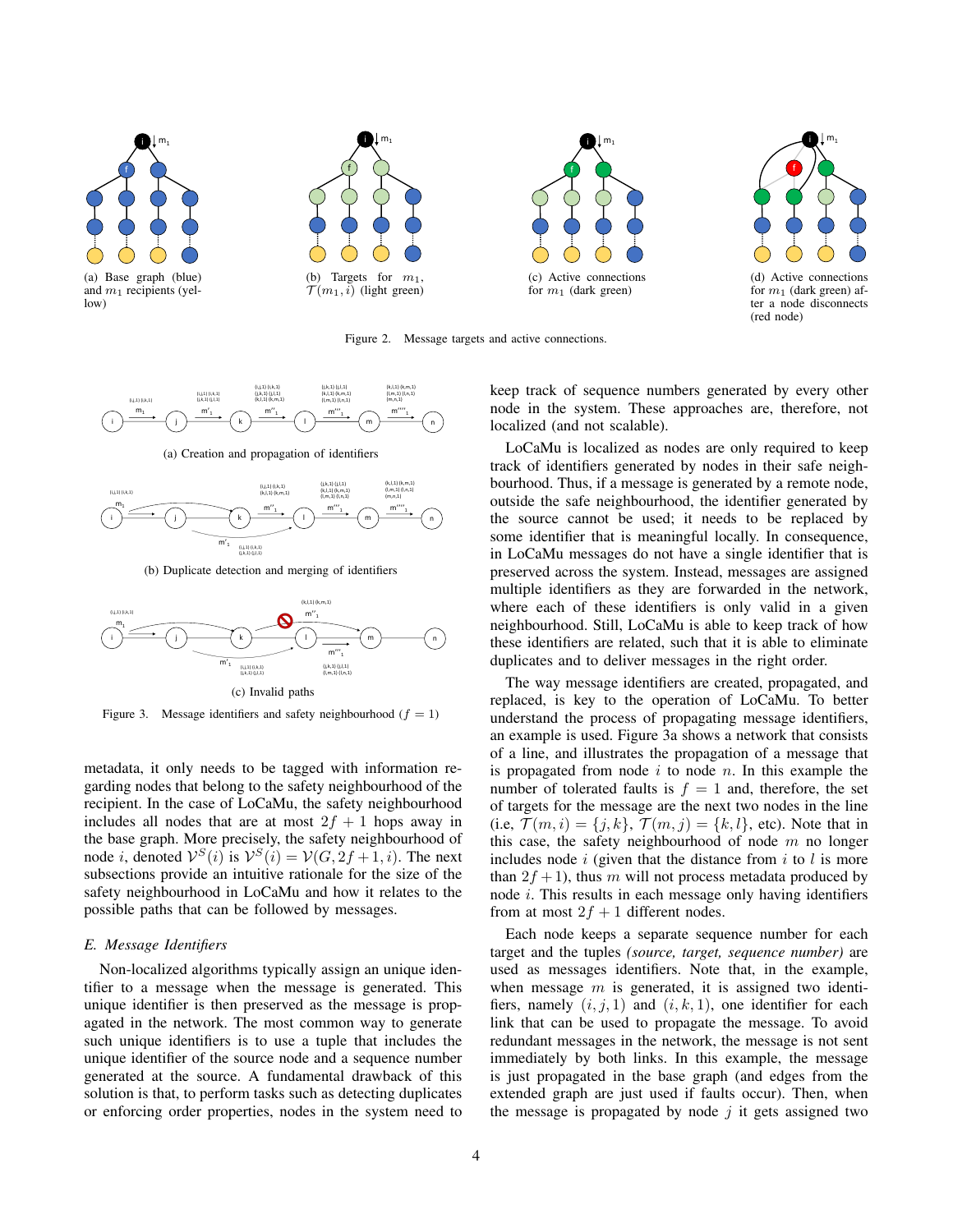(a) Base graph (blue) and $m_1$ recipients (yellow)

(b) Targets for $m_1$, $\mathcal{T}(m_1, i)$ (light green)

(c) Active connections for $m_1$ (dark green)

(d) Active connections for $m_1$ (dark green) after a node disconnects (red node)

Figure 2. Message targets and active connections.

(a) Creation and propagation of identifiers

(b) Duplicate detection and merging of identifiers

(c) Invalid paths

Figure 3. Message identifiers and safety neighbourhood ($f = 1$)

metadata, it only needs to be tagged with information regarding nodes that belong to the safety neighbourhood of the recipient. In the case of LoCaMu, the safety neighbourhood includes all nodes that are at most $2f+1$ hops away in the base graph. More precisely, the safety neighbourhood of node $i$, denoted $\mathcal{V}^S(i)$ is $\mathcal{V}^S(i) = \mathcal{V}(G, 2f+1, i)$. The next subsections provide an intuitive rationale for the size of the safety neighbourhood in LoCaMu and how it relates to the possible paths that can be followed by messages.

### E. Message Identifiers

Non-localized algorithms typically assign an unique identifier to a message when the message is generated. This unique identifier is then preserved as the message is propagated in the network. The most common way to generate such unique identifiers is to use a tuple that includes the unique identifier of the source node and a sequence number generated at the source. A fundamental drawback of this solution is that, to perform tasks such as detecting duplicates or enforcing order properties, nodes in the system need to keep track of sequence numbers generated by every other node in the system. These approaches are, therefore, not localized (and not scalable).

LoCaMu is localized as nodes are only required to keep track of identifiers generated by nodes in their safe neighbourhood. Thus, if a message is generated by a remote node, outside the safe neighbourhood, the identifier generated by the source cannot be used; it needs to be replaced by some identifier that is meaningful locally. In consequence, in LoCaMu messages do not have a single identifier that is preserved across the system. Instead, messages are assigned multiple identifiers as they are forwarded in the network, where each of these identifiers is only valid in a given neighbourhood. Still, LoCaMu is able to keep track of how these identifiers are related, such that it is able to eliminate duplicates and to deliver messages in the right order.

The way message identifiers are created, propagated, and replaced, is key to the operation of LoCaMu. To better understand the process of propagating message identifiers, an example is used. Figure 3a shows a network that consists of a line, and illustrates the propagation of a message that is propagated from node $i$ to node $n$. In this example the number of tolerated faults is $f = 1$ and, therefore, the set of targets for the message are the next two nodes in the line (i.e, $\mathcal{T}(m, i) = \{j, k\}$, $\mathcal{T}(m, j) = \{k, l\}$, etc). Note that in this case, the safety neighbourhood of node $m$ no longer includes node $i$ (given that the distance from $i$ to $l$ is more than $2f+1$), thus $m$ will not process metadata produced by node $i$. This results in each message only having identifiers from at most $2f+1$ different nodes.

Each node keeps a separate sequence number for each target and the tuples *(source, target, sequence number)* are used as messages identifiers. Note that, in the example, when message $m$ is generated, it is assigned two identifiers, namely $(i, j, 1)$ and $(i, k, 1)$, one identifier for each link that can be used to propagate the message. To avoid redundant messages in the network, the message is not sent immediately by both links. In this example, the message is just propagated in the base graph (and edges from the extended graph are just used if faults occur). Then, when the message is propagated by node $j$ it gets assigned two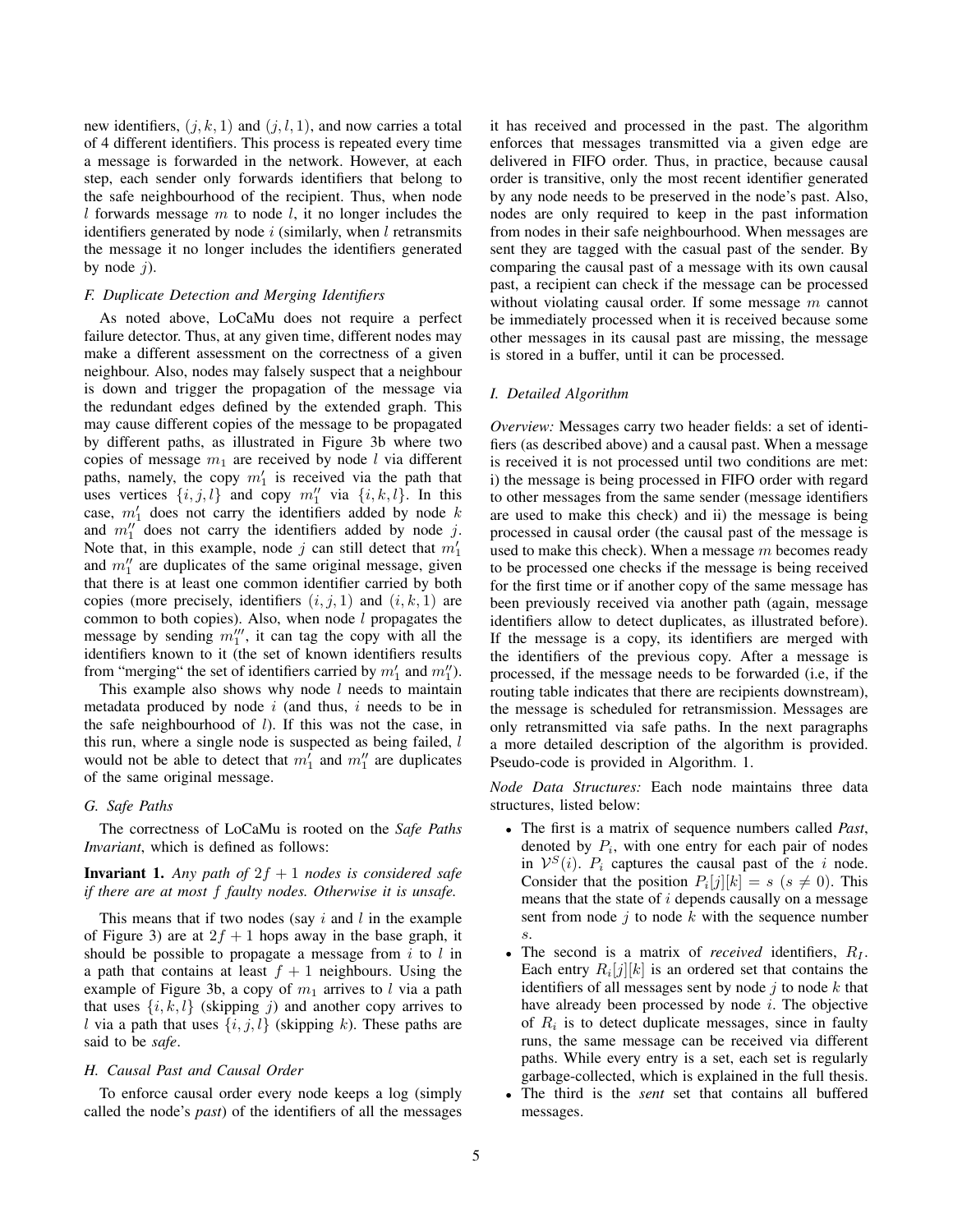new identifiers, $(j, k, 1)$ and $(j, l, 1)$, and now carries a total of 4 different identifiers. This process is repeated every time a message is forwarded in the network. However, at each step, each sender only forwards identifiers that belong to the safe neighbourhood of the recipient. Thus, when node $l$ forwards message $m$ to node $l$, it no longer includes the identifiers generated by node $i$ (similarly, when $l$ retransmits the message it no longer includes the identifiers generated by node $j$).

### F. Duplicate Detection and Merging Identifiers

As noted above, LoCaMu does not require a perfect failure detector. Thus, at any given time, different nodes may make a different assessment on the correctness of a given neighbour. Also, nodes may falsely suspect that a neighbour is down and trigger the propagation of the message via the redundant edges defined by the extended graph. This may cause different copies of the message to be propagated by different paths, as illustrated in Figure 3b where two copies of message $m_1$ are received by node $l$ via different paths, namely, the copy $m_1'$ is received via the path that uses vertices $\{i, j, l\}$ and copy $m_1''$ via $\{i, k, l\}$. In this case, $m_1'$ does not carry the identifiers added by node $k$ and $m_1''$ does not carry the identifiers added by node $j$. Note that, in this example, node $j$ can still detect that $m_1'$ and $m_1''$ are duplicates of the same original message, given that there is at least one common identifier carried by both copies (more precisely, identifiers $(i, j, 1)$ and $(i, k, 1)$ are common to both copies). Also, when node $l$ propagates the message by sending $m_1'''$, it can tag the copy with all the identifiers known to it (the set of known identifiers results from "merging" the set of identifiers carried by $m_1'$ and $m_1''$).

This example also shows why node $l$ needs to maintain metadata produced by node $i$ (and thus, $i$ needs to be in the safe neighbourhood of $l$). If this was not the case, in this run, where a single node is suspected as being failed, $l$ would not be able to detect that $m_1'$ and $m_1''$ are duplicates of the same original message.

### G. Safe Paths

The correctness of LoCaMu is rooted on the *Safe Paths Invariant*, which is defined as follows:

**Invariant 1.** *Any path of $2f + 1$ nodes is considered safe if there are at most $f$ faulty nodes. Otherwise it is unsafe.*

This means that if two nodes (say $i$ and $l$ in the example of Figure 3) are at $2f + 1$ hops away in the base graph, it should be possible to propagate a message from $i$ to $l$ in a path that contains at least $f + 1$ neighbours. Using the example of Figure 3b, a copy of $m_1$ arrives to $l$ via a path that uses $\{i, k, l\}$ (skipping $j$) and another copy arrives to $l$ via a path that uses $\{i, j, l\}$ (skipping $k$). These paths are said to be *safe*.

### H. Causal Past and Causal Order

To enforce causal order every node keeps a log (simply called the node's *past*) of the identifiers of all the messages it has received and processed in the past. The algorithm enforces that messages transmitted via a given edge are delivered in FIFO order. Thus, in practice, because causal order is transitive, only the most recent identifier generated by any node needs to be preserved in the node's past. Also, nodes are only required to keep in the past information from nodes in their safe neighbourhood. When messages are sent they are tagged with the casual past of the sender. By comparing the causal past of a message with its own causal past, a recipient can check if the message can be processed without violating causal order. If some message $m$ cannot be immediately processed when it is received because some other messages in its causal past are missing, the message is stored in a buffer, until it can be processed.

### I. Detailed Algorithm

*Overview:* Messages carry two header fields: a set of identifiers (as described above) and a causal past. When a message is received it is not processed until two conditions are met: i) the message is being processed in FIFO order with regard to other messages from the same sender (message identifiers are used to make this check) and ii) the message is being processed in causal order (the causal past of the message is used to make this check). When a message $m$ becomes ready to be processed one checks if the message is being received for the first time or if another copy of the same message has been previously received via another path (again, message identifiers allow to detect duplicates, as illustrated before). If the message is a copy, its identifiers are merged with the identifiers of the previous copy. After a message is processed, if the message needs to be forwarded (i.e, if the routing table indicates that there are recipients downstream), the message is scheduled for retransmission. Messages are only retransmitted via safe paths. In the next paragraphs a more detailed description of the algorithm is provided. Pseudo-code is provided in Algorithm. 1.

*Node Data Structures:* Each node maintains three data structures, listed below:

- The first is a matrix of sequence numbers called *Past*, denoted by $P_i$, with one entry for each pair of nodes in $\mathcal{V}^S(i)$. $P_i$ captures the causal past of the $i$ node. Consider that the position $P_i[j][k] = s$ ($s \neq 0$). This means that the state of $i$ depends causally on a message sent from node $j$ to node $k$ with the sequence number $s$.
- The second is a matrix of *received* identifiers, $R_I$. Each entry $R_i[j][k]$ is an ordered set that contains the identifiers of all messages sent by node $j$ to node $k$ that have already been processed by node $i$. The objective of $R_i$ is to detect duplicate messages, since in faulty runs, the same message can be received via different paths. While every entry is a set, each set is regularly garbage-collected, which is explained in the full thesis.
- The third is the *sent* set that contains all buffered messages.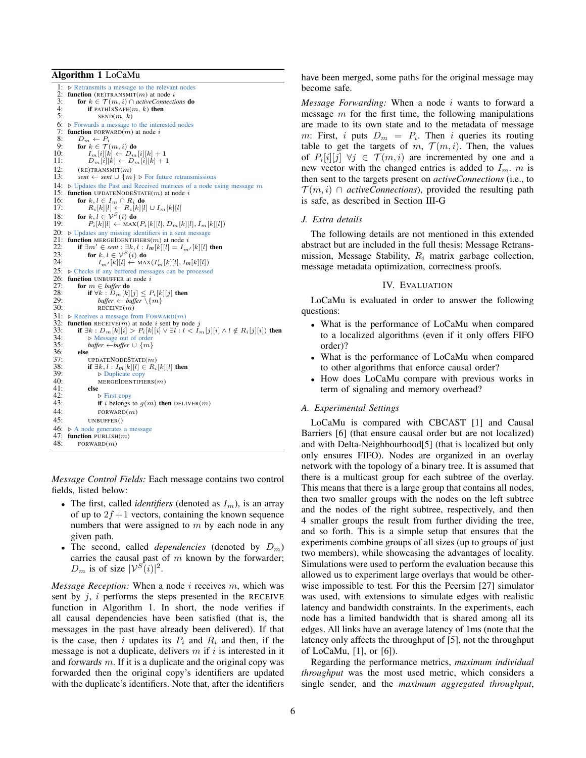**Algorithm 1** LoCaMu

```
1:  ▷ Retransmits a message to the relevant nodes
2:  function (RE)TRANSMIT(m) at node i
3:      for k ∈ T(m, i) ∩ activeConnections do
4:          if PATHISSAFE(m, k) then
5:              SEND(m, k)
6:  ▷ Forwards a message to the interested nodes
7:  function FORWARD(m) at node i
8:      D_m ← P_i
9:      for k ∈ T(m, i) do
10:         I_m[i][k] ← D_m[i][k] + 1
11:         D_m[i][k] ← D_m[i][k] + 1
12:     (RE)TRANSMIT(m)
13:     sent ← sent ∪ {m} ▷ For future retransmissions
14: ▷ Updates the Past and Received matrices of a node using message m
15: function UPDATENODESTATE(m) at node i
16:     for k, l ∈ I_m ∩ R_i do
17:         R_i[k][l] ← R_i[k][l] ∪ I_m[k][l]
18:     for k, l ∈ V^S(i) do
19:         P_i[k][l] ← MAX(P_i[k][l], D_m[k][l], I_m[k][l])
20: ▷ Updates any missing identifiers in a sent message
21: function MERGEIDENTIFIERS(m) at node i
22:     if ∃m' ∈ sent : ∃k, l : Im[k][l] = I_m'[k][l] then
23:         for k, l ∈ V^S(i) do
24:             I_m'[k][l] ← MAX(I'_m[k][l], Im[k][l])
25: ▷ Checks if any buffered messages can be processed
26: function UNBUFFER at node i
27:     for m ∈ buffer do
28:         if ∀k : D_m[k][j] ≤ P_i[k][j] then
29:             buffer ← buffer \{m}
30:             RECEIVE(m)
31: ▷ Receives a message from FORWARD(m)
32: function RECEIVE(m) at node i sent by node j
33:     if ∃k : D_m[k][i] > P_i[k][i] ∨ ∃l : l < I_m[j][i] ∧ l ∉ R_i[j][i]) then
34:         ▷ Message out of order
35:         buffer ←buffer ∪ {m}
36:     else
37:         UPDATENODESTATE(m)
38:         if ∃k, l : Im[k][l] ∈ R_i[k][l] then
39:             ▷ Duplicate copy
40:             MERGEIDENTIFIERS(m)
41:         else
42:             ▷ First copy
43:             if i belongs to g(m) then DELIVER(m)
44:             FORWARD(m)
45:     UNBUFFER()
46: ▷ A node generates a message
47: function PUBLISH(m)
48:     FORWARD(m)
```

*Message Control Fields:* Each message contains two control fields, listed below:

- The first, called *identifiers* (denoted as $I_m$), is an array of up to $2f+1$ vectors, containing the known sequence numbers that were assigned to $m$ by each node in any given path.
- The second, called *dependencies* (denoted by $D_m$) carries the causal past of $m$ known by the forwarder; $D_m$ is of size $|\mathcal{V}^S(i)|^2$.

*Message Reception:* When a node $i$ receives $m$, which was sent by $j$, $i$ performs the steps presented in the RECEIVE function in Algorithm 1. In short, the node verifies if all causal dependencies have been satisfied (that is, the messages in the past have already been delivered). If that is the case, then $i$ updates its $P_i$ and $R_i$ and then, if the message is not a duplicate, delivers $m$ if $i$ is interested in it and forwards $m$. If it is a duplicate and the original copy was forwarded then the original copy's identifiers are updated with the duplicate's identifiers. Note that, after the identifiers have been merged, some paths for the original message may become safe.

*Message Forwarding:* When a node $i$ wants to forward a message $m$ for the first time, the following manipulations are made to its own state and to the metadata of message $m$: First, $i$ puts $D_m = P_i$. Then $i$ queries its routing table to get the targets of $m$, $\mathcal{T}(m,i)$. Then, the values of $P_i[i][j]$ $\forall j \in \mathcal{T}(m,i)$ are incremented by one and a new vector with the changed entries is added to $I_m$. $m$ is then sent to the targets present on *activeConnections* (i.e., to $\mathcal{T}(m,i) \cap$ *activeConnections*), provided the resulting path is safe, as described in Section III-G

### J. Extra details

The following details are not mentioned in this extended abstract but are included in the full thesis: Message Retransmission, Message Stability, $R_i$ matrix garbage collection, message metadata optimization, correctness proofs.

## IV. Evaluation

LoCaMu is evaluated in order to answer the following questions:

- What is the performance of LoCaMu when compared to a localized algorithms (even if it only offers FIFO order)?
- What is the performance of LoCaMu when compared to other algorithms that enforce causal order?
- How does LoCaMu compare with previous works in term of signaling and memory overhead?

### A. Experimental Settings

LoCaMu is compared with CBCAST [1] and Causal Barriers [6] (that ensure causal order but are not localized) and with Delta-Neighbourhood[5] (that is localized but only only ensures FIFO). Nodes are organized in an overlay network with the topology of a binary tree. It is assumed that there is a multicast group for each subtree of the overlay. This means that there is a large group that contains all nodes, then two smaller groups with the nodes on the left subtree and the nodes of the right subtree, respectively, and then 4 smaller groups the result from further dividing the tree, and so forth. This is a simple setup that ensures that the experiments combine groups of all sizes (up to groups of just two members), while showcasing the advantages of locality. Simulations were used to perform the evaluation because this allowed us to experiment large overlays that would be otherwise impossible to test. For this the Peersim [27] simulator was used, with extensions to simulate edges with realistic latency and bandwidth constraints. In the experiments, each node has a limited bandwidth that is shared among all its edges. All links have an average latency of 1ms (note that the latency only affects the throughput of [5], not the throughput of LoCaMu, [1], or [6]).

Regarding the performance metrics, *maximum individual throughput* was the most used metric, which considers a single sender, and the *maximum aggregated throughput*,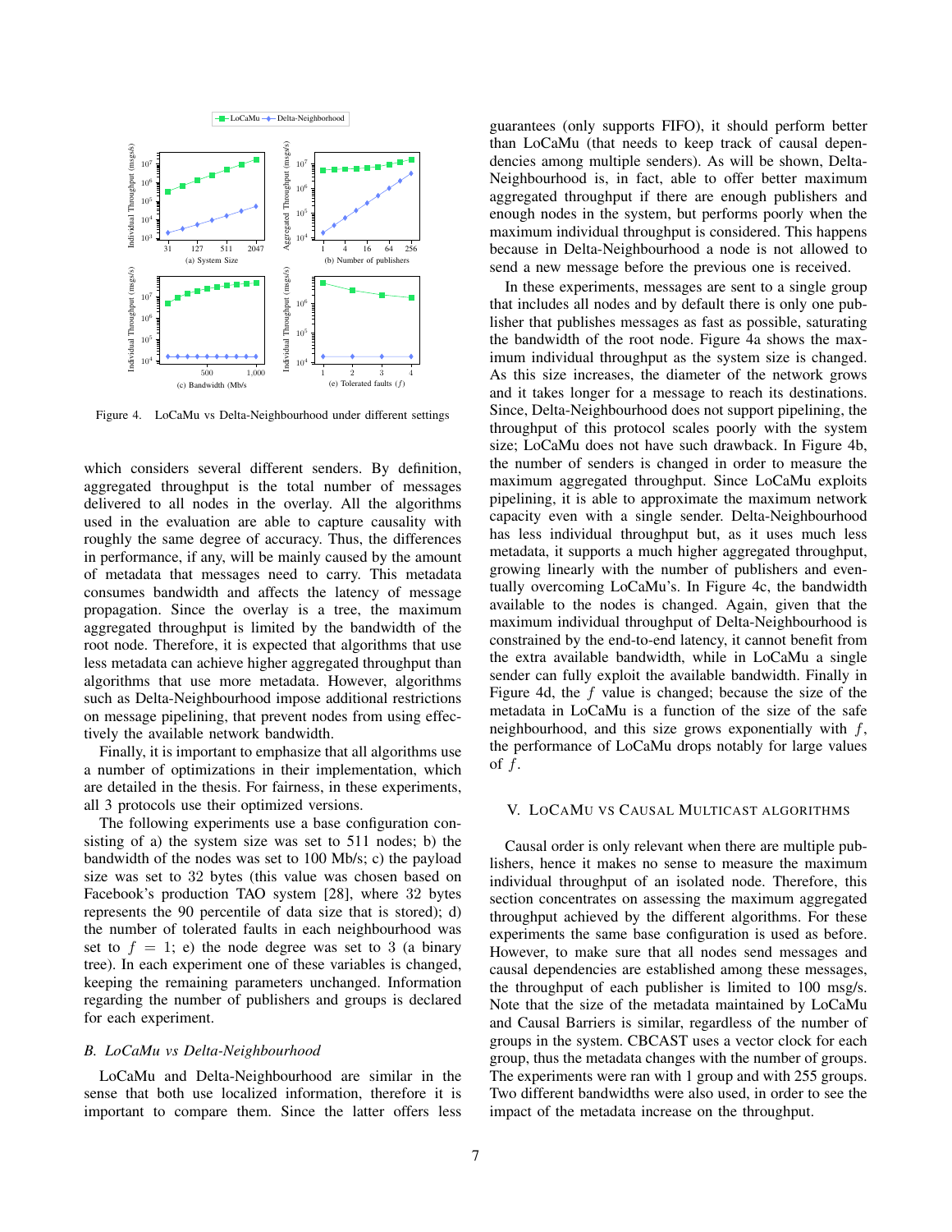Figure 4. LoCaMu vs Delta-Neighbourhood under different settings

which considers several different senders. By definition, aggregated throughput is the total number of messages delivered to all nodes in the overlay. All the algorithms used in the evaluation are able to capture causality with roughly the same degree of accuracy. Thus, the differences in performance, if any, will be mainly caused by the amount of metadata that messages need to carry. This metadata consumes bandwidth and affects the latency of message propagation. Since the overlay is a tree, the maximum aggregated throughput is limited by the bandwidth of the root node. Therefore, it is expected that algorithms that use less metadata can achieve higher aggregated throughput than algorithms that use more metadata. However, algorithms such as Delta-Neighbourhood impose additional restrictions on message pipelining, that prevent nodes from using effectively the available network bandwidth.

Finally, it is important to emphasize that all algorithms use a number of optimizations in their implementation, which are detailed in the thesis. For fairness, in these experiments, all 3 protocols use their optimized versions.

The following experiments use a base configuration consisting of a) the system size was set to 511 nodes; b) the bandwidth of the nodes was set to 100 Mb/s; c) the payload size was set to 32 bytes (this value was chosen based on Facebook's production TAO system [28], where 32 bytes represents the 90 percentile of data size that is stored); d) the number of tolerated faults in each neighbourhood was set to $f = 1$; e) the node degree was set to 3 (a binary tree). In each experiment one of these variables is changed, keeping the remaining parameters unchanged. Information regarding the number of publishers and groups is declared for each experiment.

### *B. LoCaMu vs Delta-Neighbourhood*

LoCaMu and Delta-Neighbourhood are similar in the sense that both use localized information, therefore it is important to compare them. Since the latter offers less guarantees (only supports FIFO), it should perform better than LoCaMu (that needs to keep track of causal dependencies among multiple senders). As will be shown, Delta-Neighbourhood is, in fact, able to offer better maximum aggregated throughput if there are enough publishers and enough nodes in the system, but performs poorly when the maximum individual throughput is considered. This happens because in Delta-Neighbourhood a node is not allowed to send a new message before the previous one is received.

In these experiments, messages are sent to a single group that includes all nodes and by default there is only one publisher that publishes messages as fast as possible, saturating the bandwidth of the root node. Figure 4a shows the maximum individual throughput as the system size is changed. As this size increases, the diameter of the network grows and it takes longer for a message to reach its destinations. Since, Delta-Neighbourhood does not support pipelining, the throughput of this protocol scales poorly with the system size; LoCaMu does not have such drawback. In Figure 4b, the number of senders is changed in order to measure the maximum aggregated throughput. Since LoCaMu exploits pipelining, it is able to approximate the maximum network capacity even with a single sender. Delta-Neighbourhood has less individual throughput but, as it uses much less metadata, it supports a much higher aggregated throughput, growing linearly with the number of publishers and eventually overcoming LoCaMu's. In Figure 4c, the bandwidth available to the nodes is changed. Again, given that the maximum individual throughput of Delta-Neighbourhood is constrained by the end-to-end latency, it cannot benefit from the extra available bandwidth, while in LoCaMu a single sender can fully exploit the available bandwidth. Finally in Figure 4d, the $f$ value is changed; because the size of the metadata in LoCaMu is a function of the size of the safe neighbourhood, and this size grows exponentially with $f$, the performance of LoCaMu drops notably for large values of $f$.

## V. LoCaMu vs Causal Multicast algorithms

Causal order is only relevant when there are multiple publishers, hence it makes no sense to measure the maximum individual throughput of an isolated node. Therefore, this section concentrates on assessing the maximum aggregated throughput achieved by the different algorithms. For these experiments the same base configuration is used as before. However, to make sure that all nodes send messages and causal dependencies are established among these messages, the throughput of each publisher is limited to 100 msg/s. Note that the size of the metadata maintained by LoCaMu and Causal Barriers is similar, regardless of the number of groups in the system. CBCAST uses a vector clock for each group, thus the metadata changes with the number of groups. The experiments were ran with 1 group and with 255 groups. Two different bandwidths were also used, in order to see the impact of the metadata increase on the throughput.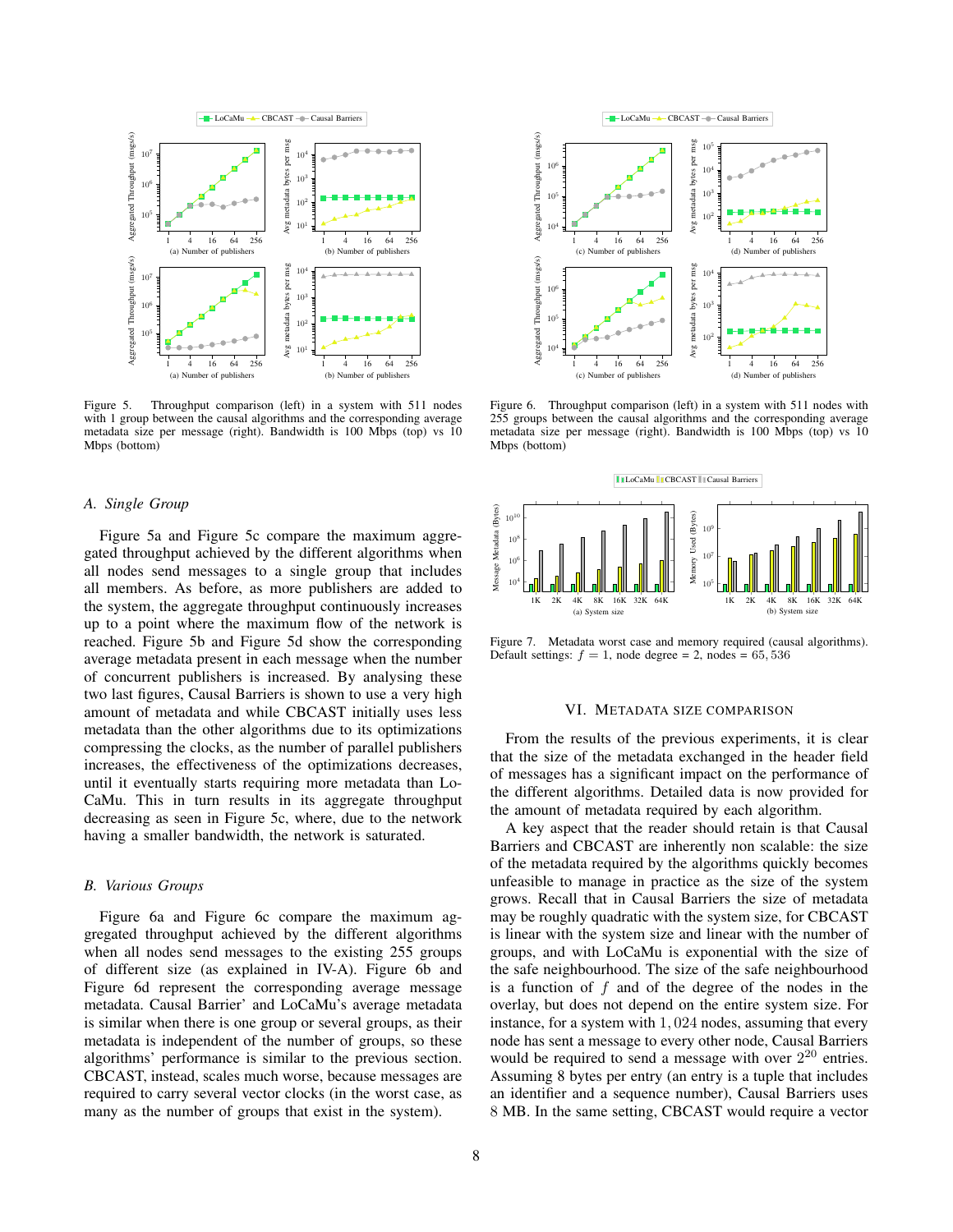Figure 5. Throughput comparison (left) in a system with 511 nodes with 1 group between the causal algorithms and the corresponding average metadata size per message (right). Bandwidth is 100 Mbps (top) vs 10 Mbps (bottom)

Figure 6. Throughput comparison (left) in a system with 511 nodes with 255 groups between the causal algorithms and the corresponding average metadata size per message (right). Bandwidth is 100 Mbps (top) vs 10 Mbps (bottom)

Figure 7. Metadata worst case and memory required (causal algorithms). Default settings: $f = 1$, node degree = 2, nodes = 65,536

### A. Single Group

Figure 5a and Figure 5c compare the maximum aggregated throughput achieved by the different algorithms when all nodes send messages to a single group that includes all members. As before, as more publishers are added to the system, the aggregate throughput continuously increases up to a point where the maximum flow of the network is reached. Figure 5b and Figure 5d show the corresponding average metadata present in each message when the number of concurrent publishers is increased. By analysing these two last figures, Causal Barriers is shown to use a very high amount of metadata and while CBCAST initially uses less metadata than the other algorithms due to its optimizations compressing the clocks, as the number of parallel publishers increases, the effectiveness of the optimizations decreases, until it eventually starts requiring more metadata than LoCaMu. This in turn results in its aggregate throughput decreasing as seen in Figure 5c, where, due to the network having a smaller bandwidth, the network is saturated.

### B. Various Groups

Figure 6a and Figure 6c compare the maximum aggregated throughput achieved by the different algorithms when all nodes send messages to the existing 255 groups of different size (as explained in IV-A). Figure 6b and Figure 6d represent the corresponding average message metadata. Causal Barrier' and LoCaMu's average metadata is similar when there is one group or several groups, as their metadata is independent of the number of groups, so these algorithms' performance is similar to the previous section. CBCAST, instead, scales much worse, because messages are required to carry several vector clocks (in the worst case, as many as the number of groups that exist in the system).

## VI. Metadata size comparison

From the results of the previous experiments, it is clear that the size of the metadata exchanged in the header field of messages has a significant impact on the performance of the different algorithms. Detailed data is now provided for the amount of metadata required by each algorithm.

A key aspect that the reader should retain is that Causal Barriers and CBCAST are inherently non scalable: the size of the metadata required by the algorithms quickly becomes unfeasible to manage in practice as the size of the system grows. Recall that in Causal Barriers the size of metadata may be roughly quadratic with the system size, for CBCAST is linear with the system size and linear with the number of groups, and with LoCaMu is exponential with the size of the safe neighbourhood. The size of the safe neighbourhood is a function of $f$ and of the degree of the nodes in the overlay, but does not depend on the entire system size. For instance, for a system with $1,024$ nodes, assuming that every node has sent a message to every other node, Causal Barriers would be required to send a message with over $2^{20}$ entries. Assuming 8 bytes per entry (an entry is a tuple that includes an identifier and a sequence number), Causal Barriers uses 8 MB. In the same setting, CBCAST would require a vector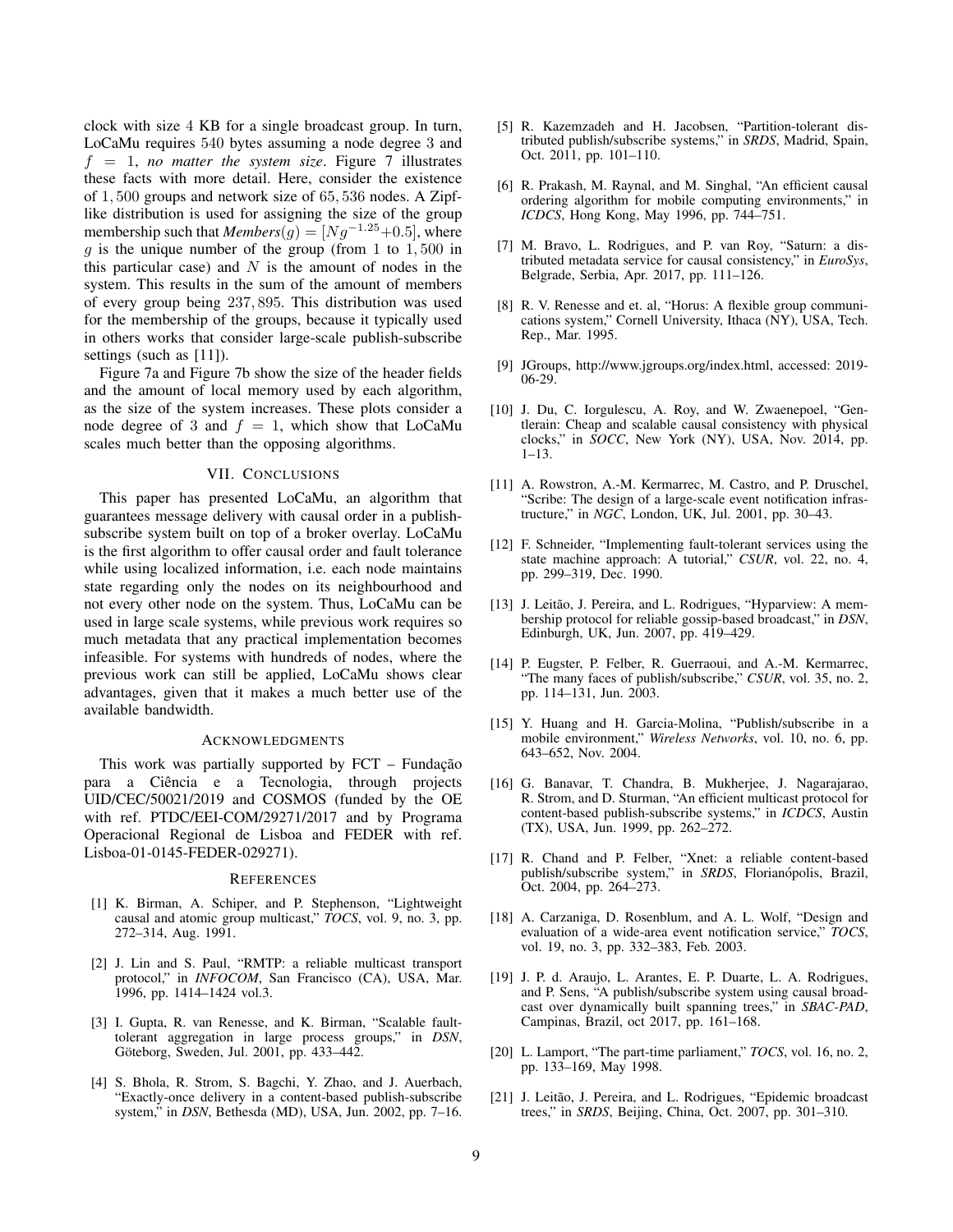clock with size 4 KB for a single broadcast group. In turn, LoCaMu requires 540 bytes assuming a node degree 3 and $f = 1$, *no matter the system size*. Figure 7 illustrates these facts with more detail. Here, consider the existence of 1,500 groups and network size of 65,536 nodes. A Zipf-like distribution is used for assigning the size of the group membership such that $Members(g) = [Ng^{-1.25}+0.5]$, where $g$ is the unique number of the group (from 1 to 1,500 in this particular case) and $N$ is the amount of nodes in the system. This results in the sum of the amount of members of every group being 237,895. This distribution was used for the membership of the groups, because it typically used in others works that consider large-scale publish-subscribe settings (such as [11]).

Figure 7a and Figure 7b show the size of the header fields and the amount of local memory used by each algorithm, as the size of the system increases. These plots consider a node degree of 3 and $f = 1$, which show that LoCaMu scales much better than the opposing algorithms.

## VII. Conclusions

This paper has presented LoCaMu, an algorithm that guarantees message delivery with causal order in a publish-subscribe system built on top of a broker overlay. LoCaMu is the first algorithm to offer causal order and fault tolerance while using localized information, i.e. each node maintains state regarding only the nodes on its neighbourhood and not every other node on the system. Thus, LoCaMu can be used in large scale systems, while previous work requires so much metadata that any practical implementation becomes infeasible. For systems with hundreds of nodes, where the previous work can still be applied, LoCaMu shows clear advantages, given that it makes a much better use of the available bandwidth.

## Acknowledgments

This work was partially supported by FCT – Fundação para a Ciência e a Tecnologia, through projects UID/CEC/50021/2019 and COSMOS (funded by the OE with ref. PTDC/EEI-COM/29271/2017 and by Programa Operacional Regional de Lisboa and FEDER with ref. Lisboa-01-0145-FEDER-029271).

## References

[1] K. Birman, A. Schiper, and P. Stephenson, "Lightweight causal and atomic group multicast," *TOCS*, vol. 9, no. 3, pp. 272–314, Aug. 1991.

[2] J. Lin and S. Paul, "RMTP: a reliable multicast transport protocol," in *INFOCOM*, San Francisco (CA), USA, Mar. 1996, pp. 1414–1424 vol.3.

[3] I. Gupta, R. van Renesse, and K. Birman, "Scalable fault-tolerant aggregation in large process groups," in *DSN*, Göteborg, Sweden, Jul. 2001, pp. 433–442.

[4] S. Bhola, R. Strom, S. Bagchi, Y. Zhao, and J. Auerbach, "Exactly-once delivery in a content-based publish-subscribe system," in *DSN*, Bethesda (MD), USA, Jun. 2002, pp. 7–16.

[5] R. Kazemzadeh and H. Jacobsen, "Partition-tolerant distributed publish/subscribe systems," in *SRDS*, Madrid, Spain, Oct. 2011, pp. 101–110.

[6] R. Prakash, M. Raynal, and M. Singhal, "An efficient causal ordering algorithm for mobile computing environments," in *ICDCS*, Hong Kong, May 1996, pp. 744–751.

[7] M. Bravo, L. Rodrigues, and P. van Roy, "Saturn: a distributed metadata service for causal consistency," in *EuroSys*, Belgrade, Serbia, Apr. 2017, pp. 111–126.

[8] R. V. Renesse and et. al, "Horus: A flexible group communications system," Cornell University, Ithaca (NY), USA, Tech. Rep., Mar. 1995.

[9] JGroups, http://www.jgroups.org/index.html, accessed: 2019-06-29.

[10] J. Du, C. Iorgulescu, A. Roy, and W. Zwaenepoel, "Gentlerain: Cheap and scalable causal consistency with physical clocks," in *SOCC*, New York (NY), USA, Nov. 2014, pp. 1–13.

[11] A. Rowstron, A.-M. Kermarrec, M. Castro, and P. Druschel, "Scribe: The design of a large-scale event notification infrastructure," in *NGC*, London, UK, Jul. 2001, pp. 30–43.

[12] F. Schneider, "Implementing fault-tolerant services using the state machine approach: A tutorial," *CSUR*, vol. 22, no. 4, pp. 299–319, Dec. 1990.

[13] J. Leitão, J. Pereira, and L. Rodrigues, "Hyparview: A membership protocol for reliable gossip-based broadcast," in *DSN*, Edinburgh, UK, Jun. 2007, pp. 419–429.

[14] P. Eugster, P. Felber, R. Guerraoui, and A.-M. Kermarrec, "The many faces of publish/subscribe," *CSUR*, vol. 35, no. 2, pp. 114–131, Jun. 2003.

[15] Y. Huang and H. Garcia-Molina, "Publish/subscribe in a mobile environment," *Wireless Networks*, vol. 10, no. 6, pp. 643–652, Nov. 2004.

[16] G. Banavar, T. Chandra, B. Mukherjee, J. Nagarajarao, R. Strom, and D. Sturman, "An efficient multicast protocol for content-based publish-subscribe systems," in *ICDCS*, Austin (TX), USA, Jun. 1999, pp. 262–272.

[17] R. Chand and P. Felber, "Xnet: a reliable content-based publish/subscribe system," in *SRDS*, Florianópolis, Brazil, Oct. 2004, pp. 264–273.

[18] A. Carzaniga, D. Rosenblum, and A. L. Wolf, "Design and evaluation of a wide-area event notification service," *TOCS*, vol. 19, no. 3, pp. 332–383, Feb. 2003.

[19] J. P. d. Araujo, L. Arantes, E. P. Duarte, L. A. Rodrigues, and P. Sens, "A publish/subscribe system using causal broadcast over dynamically built spanning trees," in *SBAC-PAD*, Campinas, Brazil, oct 2017, pp. 161–168.

[20] L. Lamport, "The part-time parliament," *TOCS*, vol. 16, no. 2, pp. 133–169, May 1998.

[21] J. Leitão, J. Pereira, and L. Rodrigues, "Epidemic broadcast trees," in *SRDS*, Beijing, China, Oct. 2007, pp. 301–310.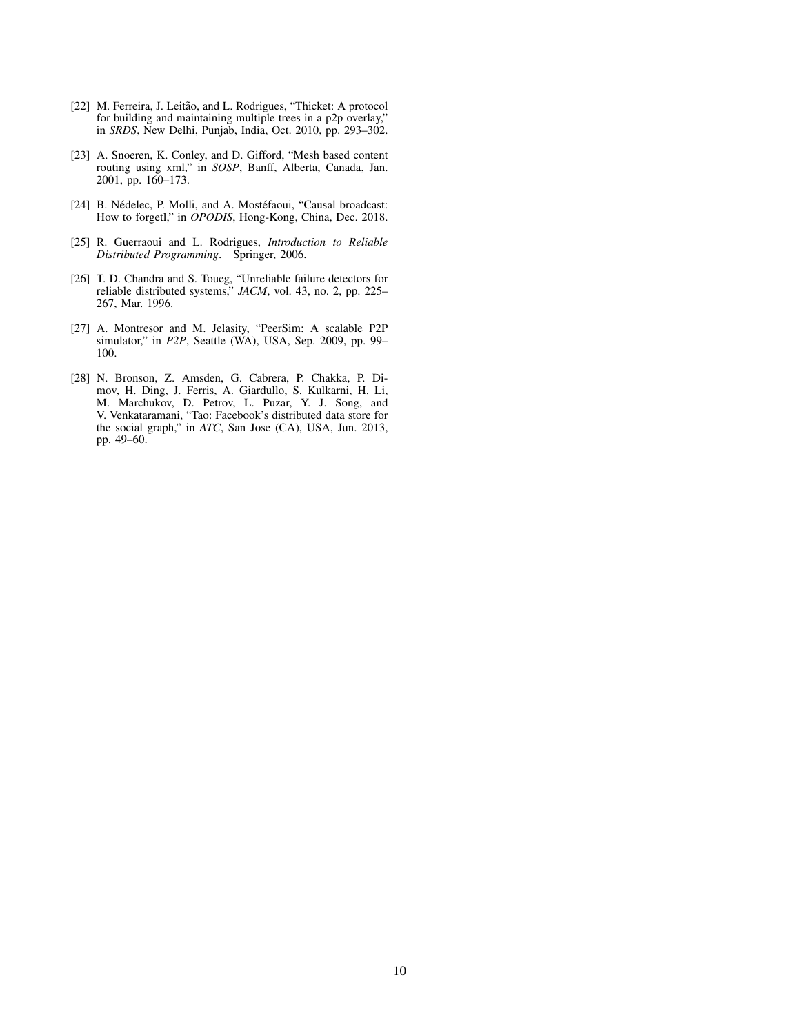[22] M. Ferreira, J. Leitão, and L. Rodrigues, "Thicket: A protocol for building and maintaining multiple trees in a p2p overlay," in *SRDS*, New Delhi, Punjab, India, Oct. 2010, pp. 293–302.

[23] A. Snoeren, K. Conley, and D. Gifford, "Mesh based content routing using xml," in *SOSP*, Banff, Alberta, Canada, Jan. 2001, pp. 160–173.

[24] B. Nédelec, P. Molli, and A. Mostéfaoui, "Causal broadcast: How to forgetl," in *OPODIS*, Hong-Kong, China, Dec. 2018.

[25] R. Guerraoui and L. Rodrigues, *Introduction to Reliable Distributed Programming*. Springer, 2006.

[26] T. D. Chandra and S. Toueg, "Unreliable failure detectors for reliable distributed systems," *JACM*, vol. 43, no. 2, pp. 225–267, Mar. 1996.

[27] A. Montresor and M. Jelasity, "PeerSim: A scalable P2P simulator," in *P2P*, Seattle (WA), USA, Sep. 2009, pp. 99–100.

[28] N. Bronson, Z. Amsden, G. Cabrera, P. Chakka, P. Dimov, H. Ding, J. Ferris, A. Giardullo, S. Kulkarni, H. Li, M. Marchukov, D. Petrov, L. Puzar, Y. J. Song, and V. Venkataramani, "Tao: Facebook's distributed data store for the social graph," in *ATC*, San Jose (CA), USA, Jun. 2013, pp. 49–60.